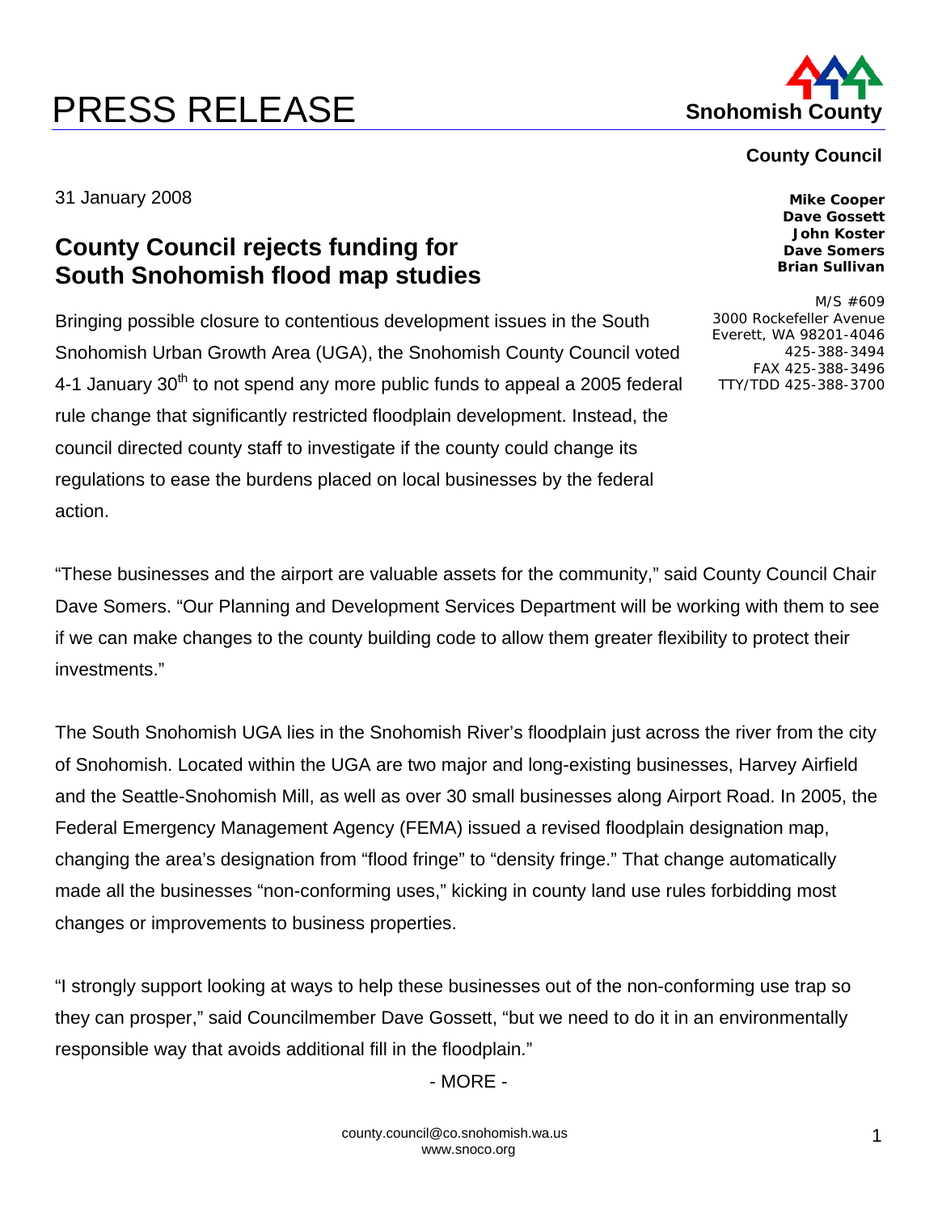# PRESS RELEASE

**Snohomish County**

**County Council**

**Mike Cooper**
**Dave Gossett**
**John Koster**
**Dave Somers**
**Brian Sullivan**

M/S #609
3000 Rockefeller Avenue
Everett, WA 98201-4046
425-388-3494
FAX 425-388-3496
TTY/TDD 425-388-3700

31 January 2008

## County Council rejects funding for South Snohomish flood map studies

Bringing possible closure to contentious development issues in the South Snohomish Urban Growth Area (UGA), the Snohomish County Council voted 4-1 January 30th to not spend any more public funds to appeal a 2005 federal rule change that significantly restricted floodplain development. Instead, the council directed county staff to investigate if the county could change its regulations to ease the burdens placed on local businesses by the federal action.

"These businesses and the airport are valuable assets for the community," said County Council Chair Dave Somers. "Our Planning and Development Services Department will be working with them to see if we can make changes to the county building code to allow them greater flexibility to protect their investments."

The South Snohomish UGA lies in the Snohomish River's floodplain just across the river from the city of Snohomish. Located within the UGA are two major and long-existing businesses, Harvey Airfield and the Seattle-Snohomish Mill, as well as over 30 small businesses along Airport Road. In 2005, the Federal Emergency Management Agency (FEMA) issued a revised floodplain designation map, changing the area's designation from "flood fringe" to "density fringe." That change automatically made all the businesses "non-conforming uses," kicking in county land use rules forbidding most changes or improvements to business properties.

"I strongly support looking at ways to help these businesses out of the non-conforming use trap so they can prosper," said Councilmember Dave Gossett, "but we need to do it in an environmentally responsible way that avoids additional fill in the floodplain."

- MORE -

county.council@co.snohomish.wa.us
www.snoco.org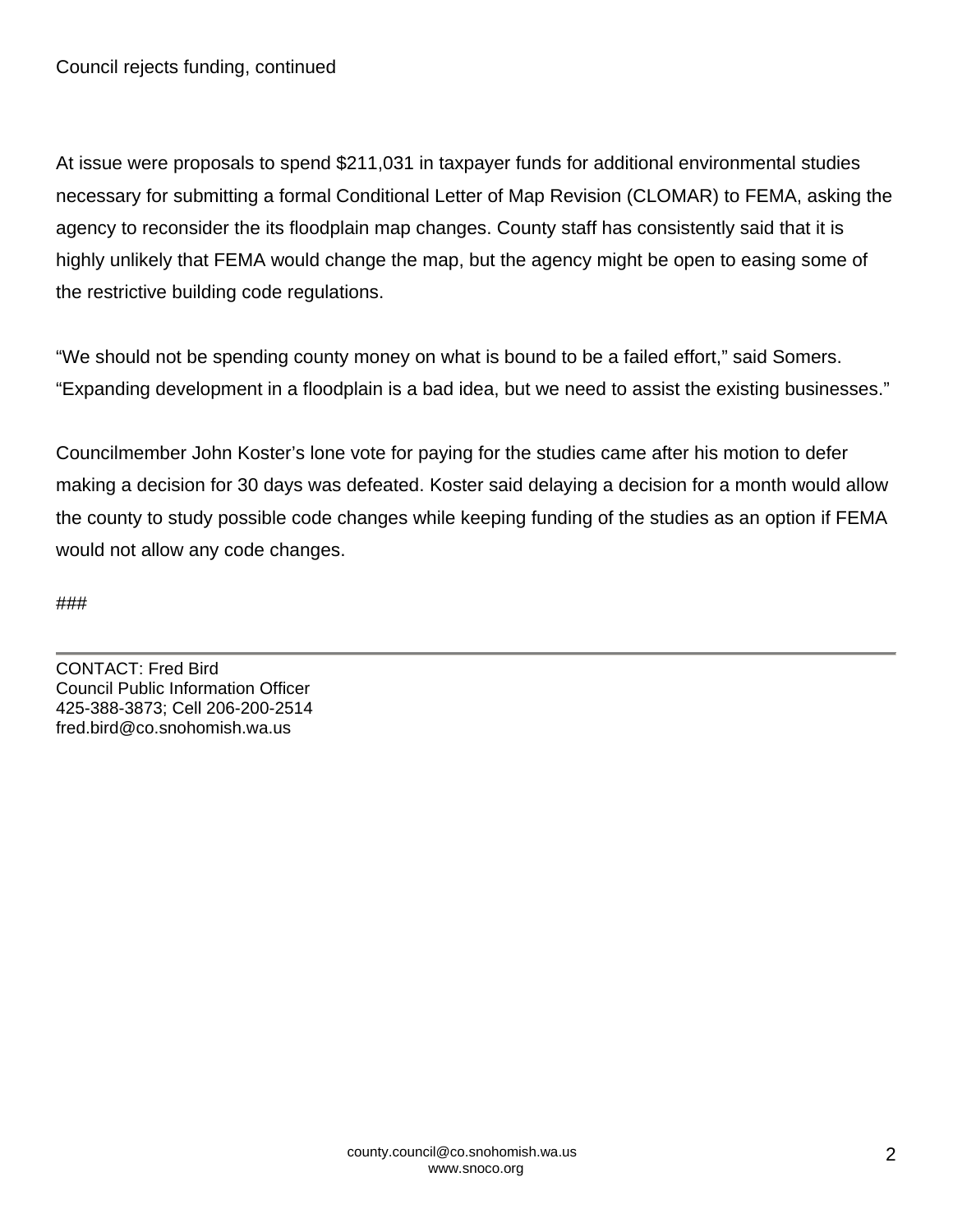Council rejects funding, continued

At issue were proposals to spend $211,031 in taxpayer funds for additional environmental studies necessary for submitting a formal Conditional Letter of Map Revision (CLOMAR) to FEMA, asking the agency to reconsider the its floodplain map changes. County staff has consistently said that it is highly unlikely that FEMA would change the map, but the agency might be open to easing some of the restrictive building code regulations.

"We should not be spending county money on what is bound to be a failed effort," said Somers. "Expanding development in a floodplain is a bad idea, but we need to assist the existing businesses."

Councilmember John Koster's lone vote for paying for the studies came after his motion to defer making a decision for 30 days was defeated. Koster said delaying a decision for a month would allow the county to study possible code changes while keeping funding of the studies as an option if FEMA would not allow any code changes.

###

---

CONTACT: Fred Bird
Council Public Information Officer
425-388-3873; Cell 206-200-2514
fred.bird@co.snohomish.wa.us

county.council@co.snohomish.wa.us
www.snoco.org